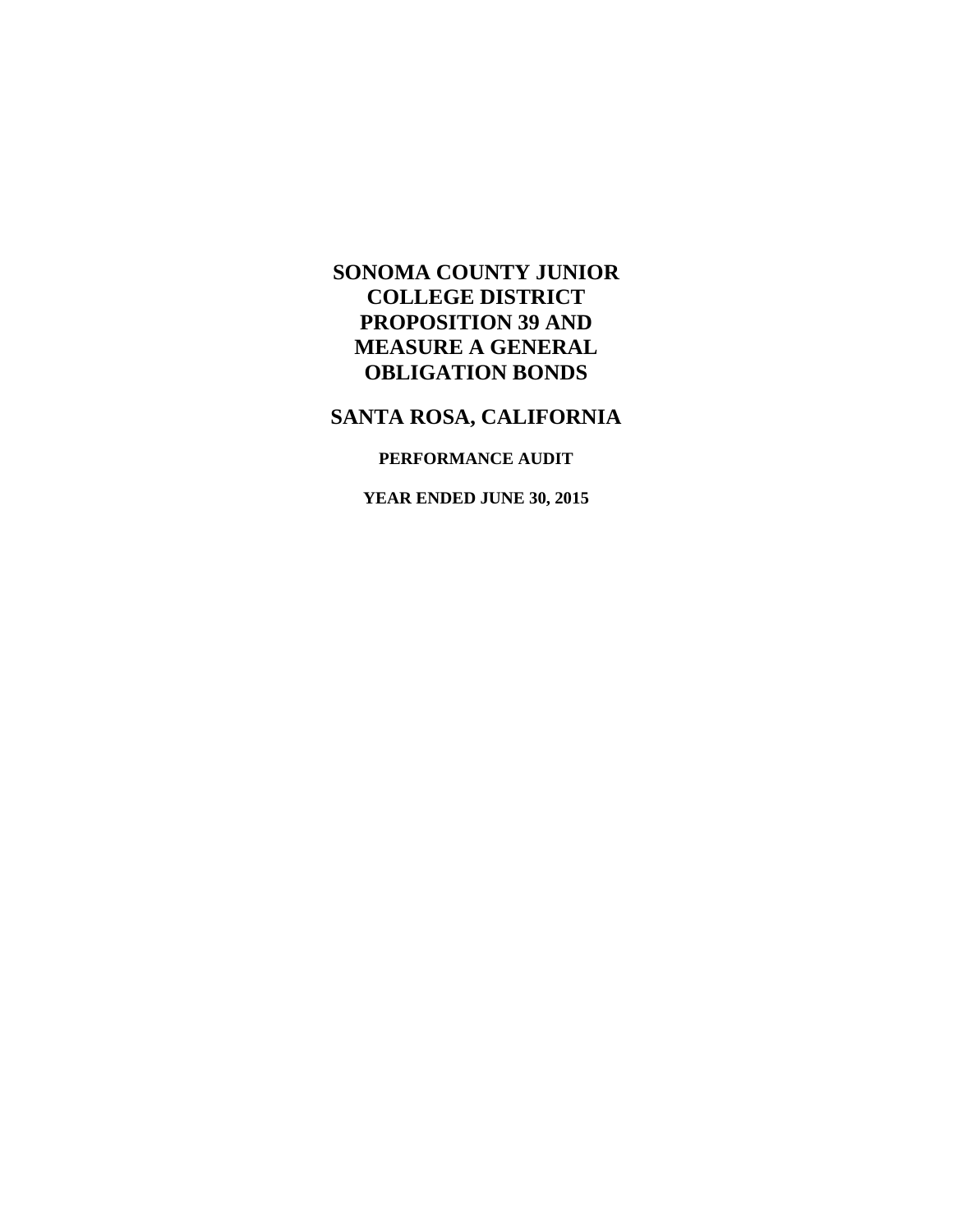# SONOMA COUNTY JUNIOR COLLEGE DISTRICT PROPOSITION 39 AND MEASURE A GENERAL OBLIGATION BONDS

## SANTA ROSA, CALIFORNIA

### PERFORMANCE AUDIT

### YEAR ENDED JUNE 30, 2015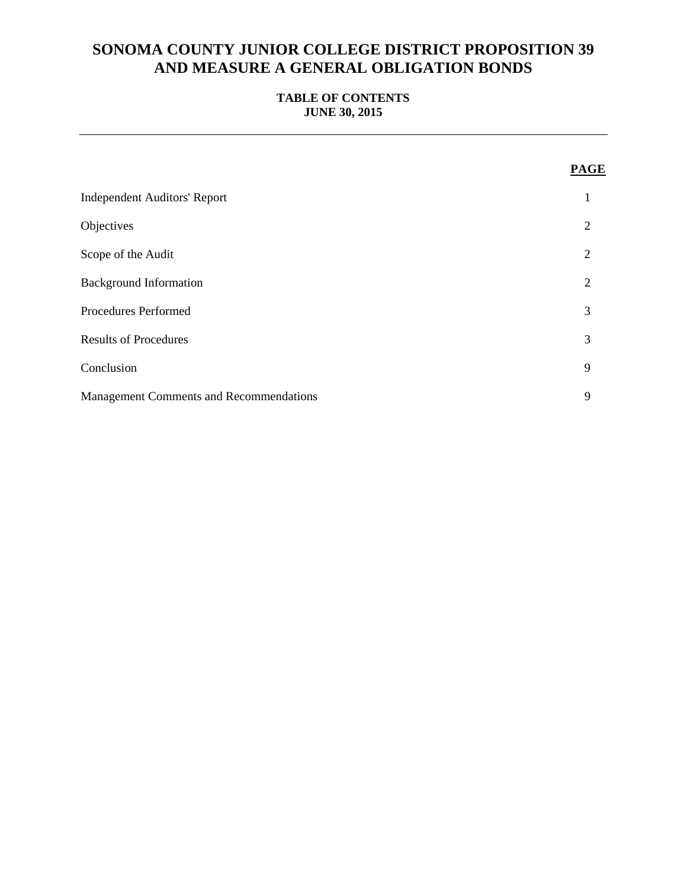# SONOMA COUNTY JUNIOR COLLEGE DISTRICT PROPOSITION 39 AND MEASURE A GENERAL OBLIGATION BONDS

## TABLE OF CONTENTS
## JUNE 30, 2015

| | PAGE |
|---|---|
| Independent Auditors' Report | 1 |
| Objectives | 2 |
| Scope of the Audit | 2 |
| Background Information | 2 |
| Procedures Performed | 3 |
| Results of Procedures | 3 |
| Conclusion | 9 |
| Management Comments and Recommendations | 9 |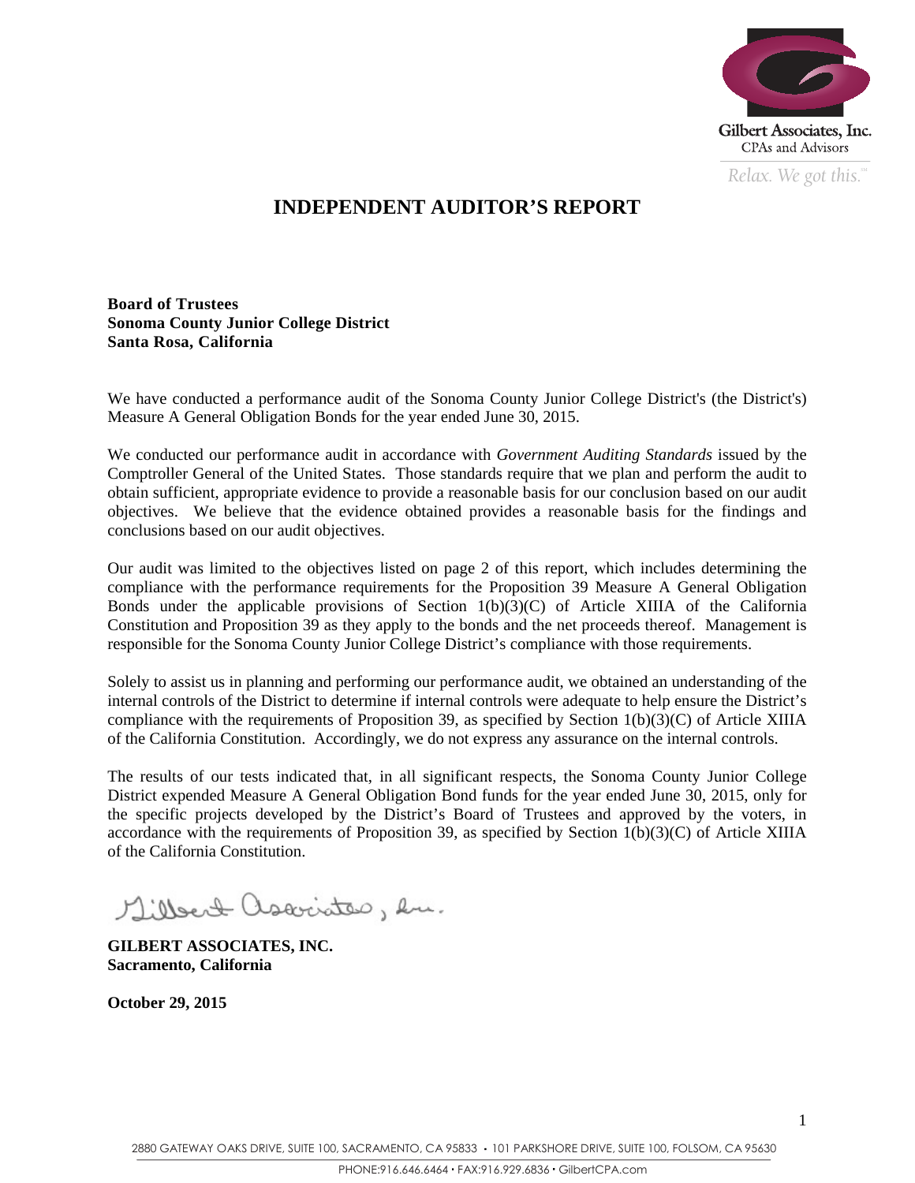Gilbert Associates, Inc.
CPAs and Advisors
*Relax. We got this.*

# INDEPENDENT AUDITOR'S REPORT

**Board of Trustees**
**Sonoma County Junior College District**
**Santa Rosa, California**

We have conducted a performance audit of the Sonoma County Junior College District's (the District's) Measure A General Obligation Bonds for the year ended June 30, 2015.

We conducted our performance audit in accordance with *Government Auditing Standards* issued by the Comptroller General of the United States. Those standards require that we plan and perform the audit to obtain sufficient, appropriate evidence to provide a reasonable basis for our conclusion based on our audit objectives. We believe that the evidence obtained provides a reasonable basis for the findings and conclusions based on our audit objectives.

Our audit was limited to the objectives listed on page 2 of this report, which includes determining the compliance with the performance requirements for the Proposition 39 Measure A General Obligation Bonds under the applicable provisions of Section 1(b)(3)(C) of Article XIIIA of the California Constitution and Proposition 39 as they apply to the bonds and the net proceeds thereof. Management is responsible for the Sonoma County Junior College District's compliance with those requirements.

Solely to assist us in planning and performing our performance audit, we obtained an understanding of the internal controls of the District to determine if internal controls were adequate to help ensure the District's compliance with the requirements of Proposition 39, as specified by Section 1(b)(3)(C) of Article XIIIA of the California Constitution. Accordingly, we do not express any assurance on the internal controls.

The results of our tests indicated that, in all significant respects, the Sonoma County Junior College District expended Measure A General Obligation Bond funds for the year ended June 30, 2015, only for the specific projects developed by the District's Board of Trustees and approved by the voters, in accordance with the requirements of Proposition 39, as specified by Section 1(b)(3)(C) of Article XIIIA of the California Constitution.

Gilbert Associates, Inc.

**GILBERT ASSOCIATES, INC.**
**Sacramento, California**

**October 29, 2015**

2880 GATEWAY OAKS DRIVE, SUITE 100, SACRAMENTO, CA 95833 • 101 PARKSHORE DRIVE, SUITE 100, FOLSOM, CA 95630
PHONE:916.646.6464 • FAX:916.929.6836 • GilbertCPA.com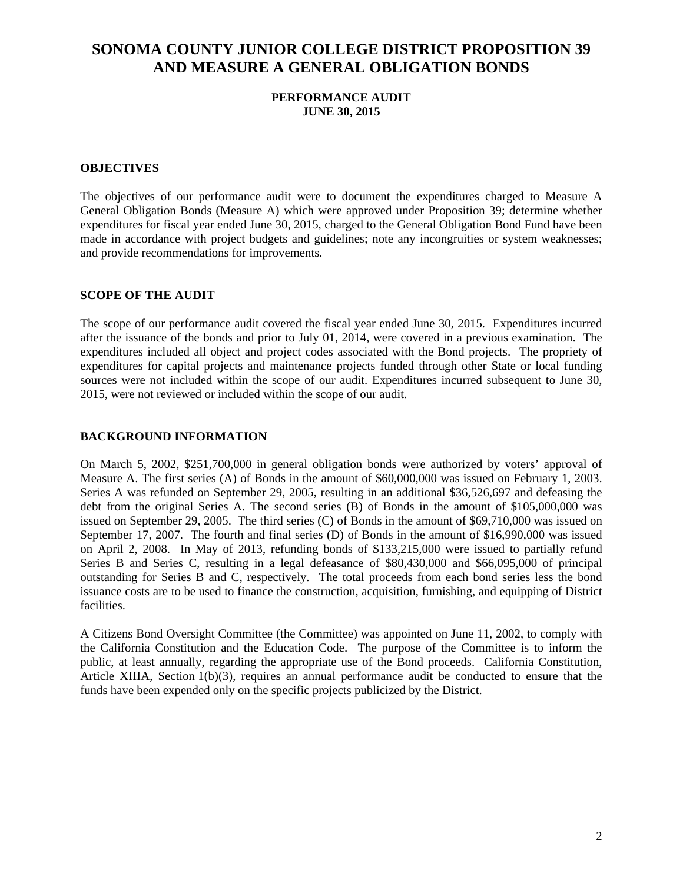# SONOMA COUNTY JUNIOR COLLEGE DISTRICT PROPOSITION 39 AND MEASURE A GENERAL OBLIGATION BONDS

**PERFORMANCE AUDIT**
**JUNE 30, 2015**

---

## OBJECTIVES

The objectives of our performance audit were to document the expenditures charged to Measure A General Obligation Bonds (Measure A) which were approved under Proposition 39; determine whether expenditures for fiscal year ended June 30, 2015, charged to the General Obligation Bond Fund have been made in accordance with project budgets and guidelines; note any incongruities or system weaknesses; and provide recommendations for improvements.

## SCOPE OF THE AUDIT

The scope of our performance audit covered the fiscal year ended June 30, 2015. Expenditures incurred after the issuance of the bonds and prior to July 01, 2014, were covered in a previous examination. The expenditures included all object and project codes associated with the Bond projects. The propriety of expenditures for capital projects and maintenance projects funded through other State or local funding sources were not included within the scope of our audit. Expenditures incurred subsequent to June 30, 2015, were not reviewed or included within the scope of our audit.

## BACKGROUND INFORMATION

On March 5, 2002, $251,700,000 in general obligation bonds were authorized by voters' approval of Measure A. The first series (A) of Bonds in the amount of $60,000,000 was issued on February 1, 2003. Series A was refunded on September 29, 2005, resulting in an additional $36,526,697 and defeasing the debt from the original Series A. The second series (B) of Bonds in the amount of $105,000,000 was issued on September 29, 2005. The third series (C) of Bonds in the amount of $69,710,000 was issued on September 17, 2007. The fourth and final series (D) of Bonds in the amount of $16,990,000 was issued on April 2, 2008. In May of 2013, refunding bonds of $133,215,000 were issued to partially refund Series B and Series C, resulting in a legal defeasance of $80,430,000 and $66,095,000 of principal outstanding for Series B and C, respectively. The total proceeds from each bond series less the bond issuance costs are to be used to finance the construction, acquisition, furnishing, and equipping of District facilities.

A Citizens Bond Oversight Committee (the Committee) was appointed on June 11, 2002, to comply with the California Constitution and the Education Code. The purpose of the Committee is to inform the public, at least annually, regarding the appropriate use of the Bond proceeds. California Constitution, Article XIIIA, Section 1(b)(3), requires an annual performance audit be conducted to ensure that the funds have been expended only on the specific projects publicized by the District.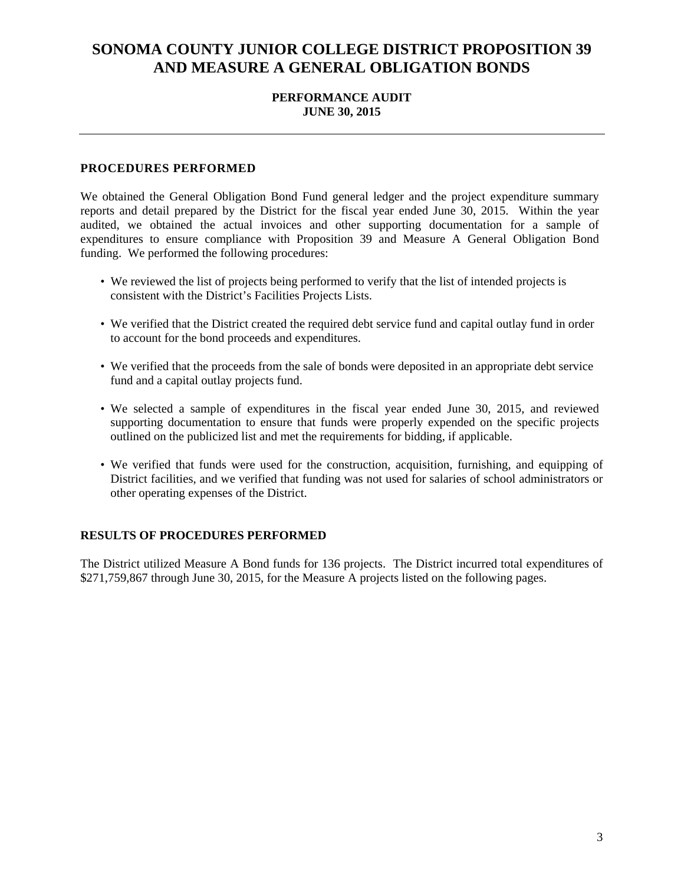# SONOMA COUNTY JUNIOR COLLEGE DISTRICT PROPOSITION 39 AND MEASURE A GENERAL OBLIGATION BONDS

**PERFORMANCE AUDIT**
**JUNE 30, 2015**

---

## PROCEDURES PERFORMED

We obtained the General Obligation Bond Fund general ledger and the project expenditure summary reports and detail prepared by the District for the fiscal year ended June 30, 2015. Within the year audited, we obtained the actual invoices and other supporting documentation for a sample of expenditures to ensure compliance with Proposition 39 and Measure A General Obligation Bond funding. We performed the following procedures:

- We reviewed the list of projects being performed to verify that the list of intended projects is consistent with the District's Facilities Projects Lists.
- We verified that the District created the required debt service fund and capital outlay fund in order to account for the bond proceeds and expenditures.
- We verified that the proceeds from the sale of bonds were deposited in an appropriate debt service fund and a capital outlay projects fund.
- We selected a sample of expenditures in the fiscal year ended June 30, 2015, and reviewed supporting documentation to ensure that funds were properly expended on the specific projects outlined on the publicized list and met the requirements for bidding, if applicable.
- We verified that funds were used for the construction, acquisition, furnishing, and equipping of District facilities, and we verified that funding was not used for salaries of school administrators or other operating expenses of the District.

## RESULTS OF PROCEDURES PERFORMED

The District utilized Measure A Bond funds for 136 projects. The District incurred total expenditures of $271,759,867 through June 30, 2015, for the Measure A projects listed on the following pages.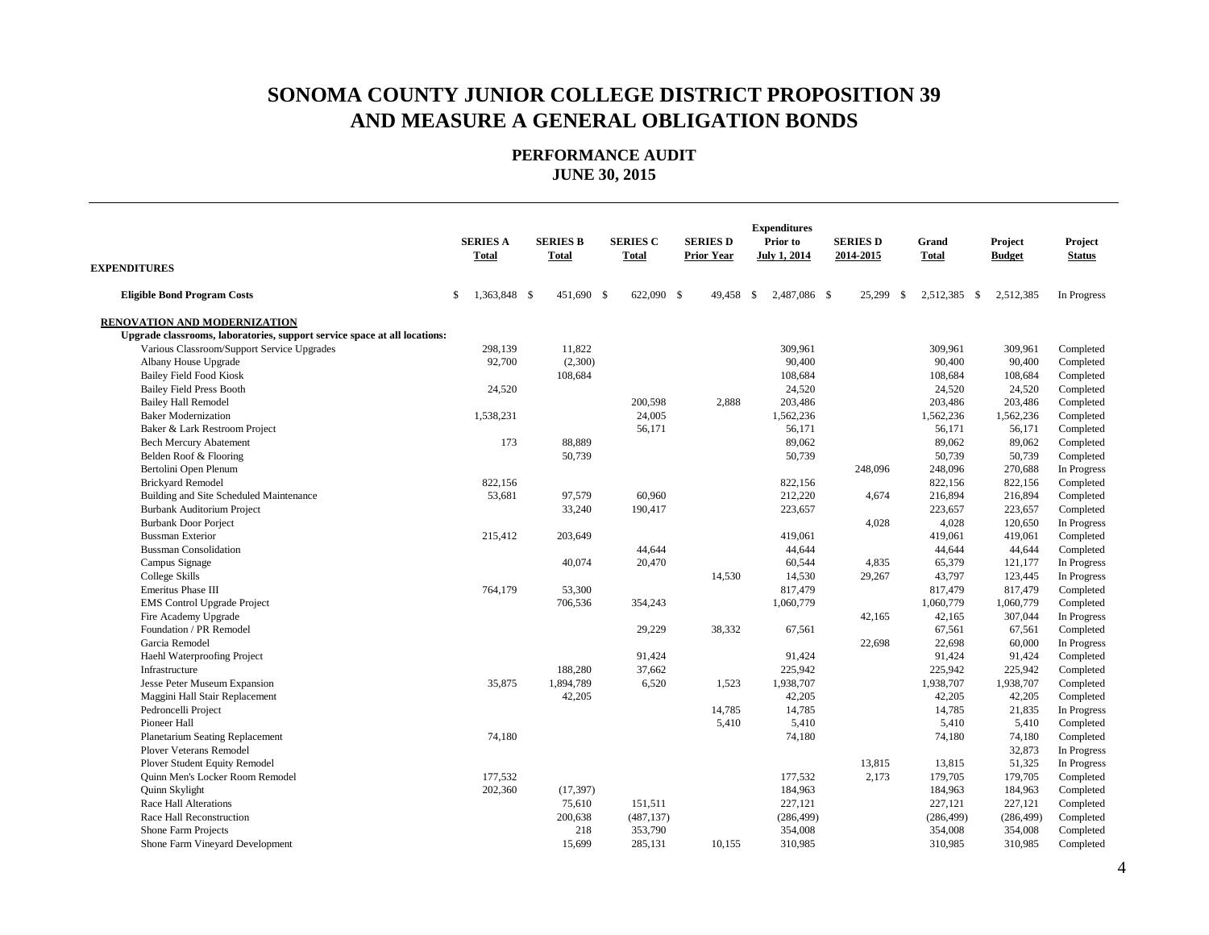# SONOMA COUNTY JUNIOR COLLEGE DISTRICT PROPOSITION 39 AND MEASURE A GENERAL OBLIGATION BONDS

## PERFORMANCE AUDIT
## JUNE 30, 2015

| EXPENDITURES | SERIES A Total | SERIES B Total | SERIES C Total | SERIES D Prior Year | Expenditures Prior to July 1, 2014 | SERIES D 2014-2015 | Grand Total | Project Budget | Project Status |
|---|---|---|---|---|---|---|---|---|---|
| **Eligible Bond Program Costs** | $ 1,363,848 | $ 451,690 | $ 622,090 | $ 49,458 | $ 2,487,086 | $ 25,299 | $ 2,512,385 | $ 2,512,385 | In Progress |
| **RENOVATION AND MODERNIZATION** | | | | | | | | | |
| **Upgrade classrooms, laboratories, support service space at all locations:** | | | | | | | | | |
| Various Classroom/Support Service Upgrades | 298,139 | 11,822 | | | 309,961 | | 309,961 | 309,961 | Completed |
| Albany House Upgrade | 92,700 | (2,300) | | | 90,400 | | 90,400 | 90,400 | Completed |
| Bailey Field Food Kiosk | | 108,684 | | | 108,684 | | 108,684 | 108,684 | Completed |
| Bailey Field Press Booth | 24,520 | | | | 24,520 | | 24,520 | 24,520 | Completed |
| Bailey Hall Remodel | | | 200,598 | 2,888 | 203,486 | | 203,486 | 203,486 | Completed |
| Baker Modernization | 1,538,231 | | 24,005 | | 1,562,236 | | 1,562,236 | 1,562,236 | Completed |
| Baker & Lark Restroom Project | | | 56,171 | | 56,171 | | 56,171 | 56,171 | Completed |
| Bech Mercury Abatement | 173 | 88,889 | | | 89,062 | | 89,062 | 89,062 | Completed |
| Belden Roof & Flooring | | 50,739 | | | 50,739 | | 50,739 | 50,739 | Completed |
| Bertolini Open Plenum | | | | | | 248,096 | 248,096 | 270,688 | In Progress |
| Brickyard Remodel | 822,156 | | | | 822,156 | | 822,156 | 822,156 | Completed |
| Building and Site Scheduled Maintenance | 53,681 | 97,579 | 60,960 | | 212,220 | 4,674 | 216,894 | 216,894 | Completed |
| Burbank Auditorium Project | | 33,240 | 190,417 | | 223,657 | | 223,657 | 223,657 | Completed |
| Burbank Door Porject | | | | | | 4,028 | 4,028 | 120,650 | In Progress |
| Bussman Exterior | 215,412 | 203,649 | | | 419,061 | | 419,061 | 419,061 | Completed |
| Bussman Consolidation | | | 44,644 | | 44,644 | | 44,644 | 44,644 | Completed |
| Campus Signage | | 40,074 | 20,470 | | 60,544 | 4,835 | 65,379 | 121,177 | In Progress |
| College Skills | | | | 14,530 | 14,530 | 29,267 | 43,797 | 123,445 | In Progress |
| Emeritus Phase III | 764,179 | 53,300 | | | 817,479 | | 817,479 | 817,479 | Completed |
| EMS Control Upgrade Project | | 706,536 | 354,243 | | 1,060,779 | | 1,060,779 | 1,060,779 | Completed |
| Fire Academy Upgrade | | | | | | 42,165 | 42,165 | 307,044 | In Progress |
| Foundation / PR Remodel | | | 29,229 | 38,332 | 67,561 | | 67,561 | 67,561 | Completed |
| Garcia Remodel | | | | | | 22,698 | 22,698 | 60,000 | In Progress |
| Haehl Waterproofing Project | | | 91,424 | | 91,424 | | 91,424 | 91,424 | Completed |
| Infrastructure | | 188,280 | 37,662 | | 225,942 | | 225,942 | 225,942 | Completed |
| Jesse Peter Museum Expansion | 35,875 | 1,894,789 | 6,520 | 1,523 | 1,938,707 | | 1,938,707 | 1,938,707 | Completed |
| Maggini Hall Stair Replacement | | 42,205 | | | 42,205 | | 42,205 | 42,205 | Completed |
| Pedroncelli Project | | | | 14,785 | 14,785 | | 14,785 | 21,835 | In Progress |
| Pioneer Hall | | | | 5,410 | 5,410 | | 5,410 | 5,410 | Completed |
| Planetarium Seating Replacement | 74,180 | | | | 74,180 | | 74,180 | 74,180 | Completed |
| Plover Veterans Remodel | | | | | | | | 32,873 | In Progress |
| Plover Student Equity Remodel | | | | | | 13,815 | 13,815 | 51,325 | In Progress |
| Quinn Men's Locker Room Remodel | 177,532 | | | | 177,532 | 2,173 | 179,705 | 179,705 | Completed |
| Quinn Skylight | 202,360 | (17,397) | | | 184,963 | | 184,963 | 184,963 | Completed |
| Race Hall Alterations | | 75,610 | 151,511 | | 227,121 | | 227,121 | 227,121 | Completed |
| Race Hall Reconstruction | | 200,638 | (487,137) | | (286,499) | | (286,499) | (286,499) | Completed |
| Shone Farm Projects | | 218 | 353,790 | | 354,008 | | 354,008 | 354,008 | Completed |
| Shone Farm Vineyard Development | | 15,699 | 285,131 | 10,155 | 310,985 | | 310,985 | 310,985 | Completed |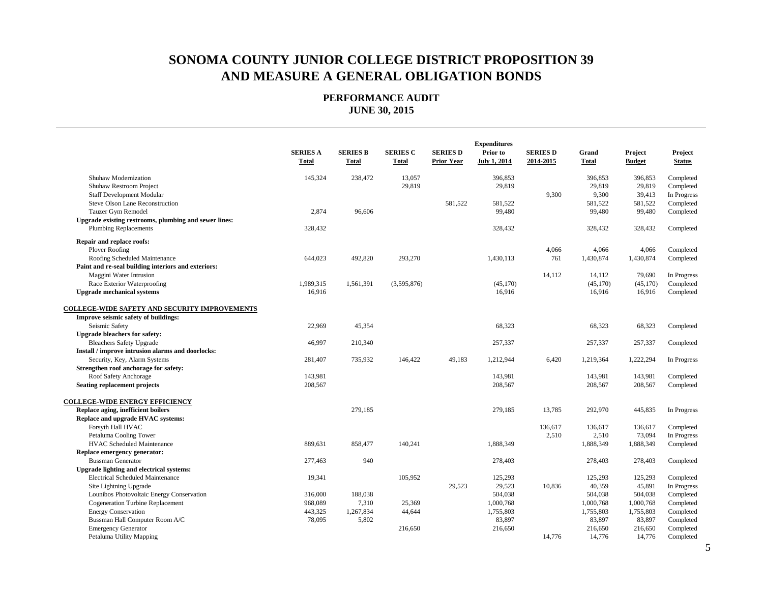# SONOMA COUNTY JUNIOR COLLEGE DISTRICT PROPOSITION 39 AND MEASURE A GENERAL OBLIGATION BONDS

## PERFORMANCE AUDIT
## JUNE 30, 2015

| | SERIES A Total | SERIES B Total | SERIES C Total | SERIES D Prior Year | Expenditures Prior to July 1, 2014 | SERIES D 2014-2015 | Grand Total | Project Budget | Project Status |
|---|---|---|---|---|---|---|---|---|---|
| Shuhaw Modernization | 145,324 | 238,472 | 13,057 | | 396,853 | | 396,853 | 396,853 | Completed |
| Shuhaw Restroom Project | | | 29,819 | | 29,819 | | 29,819 | 29,819 | Completed |
| Staff Development Modular | | | | | | 9,300 | 9,300 | 39,413 | In Progress |
| Steve Olson Lane Reconstruction | | | | 581,522 | 581,522 | | 581,522 | 581,522 | Completed |
| Tauzer Gym Remodel | 2,874 | 96,606 | | | 99,480 | | 99,480 | 99,480 | Completed |
| **Upgrade existing restrooms, plumbing and sewer lines:** | | | | | | | | | |
| Plumbing Replacements | 328,432 | | | | 328,432 | | 328,432 | 328,432 | Completed |
| **Repair and replace roofs:** | | | | | | | | | |
| Plover Roofing | | | | | | 4,066 | 4,066 | 4,066 | Completed |
| Roofing Scheduled Maintenance | 644,023 | 492,820 | 293,270 | | 1,430,113 | 761 | 1,430,874 | 1,430,874 | Completed |
| **Paint and re-seal building interiors and exteriors:** | | | | | | | | | |
| Maggini Water Intrusion | | | | | | 14,112 | 14,112 | 79,690 | In Progress |
| Race Exterior Waterproofing | 1,989,315 | 1,561,391 | (3,595,876) | | (45,170) | | (45,170) | (45,170) | Completed |
| **Upgrade mechanical systems** | 16,916 | | | | 16,916 | | 16,916 | 16,916 | Completed |
| **COLLEGE-WIDE SAFETY AND SECURITY IMPROVEMENTS** | | | | | | | | | |
| **Improve seismic safety of buildings:** | | | | | | | | | |
| Seismic Safety | 22,969 | 45,354 | | | 68,323 | | 68,323 | 68,323 | Completed |
| **Upgrade bleachers for safety:** | | | | | | | | | |
| Bleachers Safety Upgrade | 46,997 | 210,340 | | | 257,337 | | 257,337 | 257,337 | Completed |
| **Install / improve intrusion alarms and doorlocks:** | | | | | | | | | |
| Security, Key, Alarm Systems | 281,407 | 735,932 | 146,422 | 49,183 | 1,212,944 | 6,420 | 1,219,364 | 1,222,294 | In Progress |
| **Strengthen roof anchorage for safety:** | | | | | | | | | |
| Roof Safety Anchorage | 143,981 | | | | 143,981 | | 143,981 | 143,981 | Completed |
| **Seating replacement projects** | 208,567 | | | | 208,567 | | 208,567 | 208,567 | Completed |
| **COLLEGE-WIDE ENERGY EFFICIENCY** | | | | | | | | | |
| **Replace aging, inefficient boilers** | | 279,185 | | | 279,185 | 13,785 | 292,970 | 445,835 | In Progress |
| **Replace and upgrade HVAC systems:** | | | | | | | | | |
| Forsyth Hall HVAC | | | | | | 136,617 | 136,617 | 136,617 | Completed |
| Petaluma Cooling Tower | | | | | | 2,510 | 2,510 | 73,094 | In Progress |
| HVAC Scheduled Maintenance | 889,631 | 858,477 | 140,241 | | 1,888,349 | | 1,888,349 | 1,888,349 | Completed |
| **Replace emergency generator:** | | | | | | | | | |
| Bussman Generator | 277,463 | 940 | | | 278,403 | | 278,403 | 278,403 | Completed |
| **Upgrade lighting and electrical systems:** | | | | | | | | | |
| Electrical Scheduled Maintenance | 19,341 | | 105,952 | | 125,293 | | 125,293 | 125,293 | Completed |
| Site Lightning Upgrade | | | | 29,523 | 29,523 | 10,836 | 40,359 | 45,891 | In Progress |
| Lounibos Photovoltaic Energy Conservation | 316,000 | 188,038 | | | 504,038 | | 504,038 | 504,038 | Completed |
| Cogeneration Turbine Replacement | 968,089 | 7,310 | 25,369 | | 1,000,768 | | 1,000,768 | 1,000,768 | Completed |
| Energy Conservation | 443,325 | 1,267,834 | 44,644 | | 1,755,803 | | 1,755,803 | 1,755,803 | Completed |
| Bussman Hall Computer Room A/C | 78,095 | 5,802 | | | 83,897 | | 83,897 | 83,897 | Completed |
| Emergency Generator | | | 216,650 | | 216,650 | | 216,650 | 216,650 | Completed |
| Petaluma Utility Mapping | | | | | | 14,776 | 14,776 | 14,776 | Completed |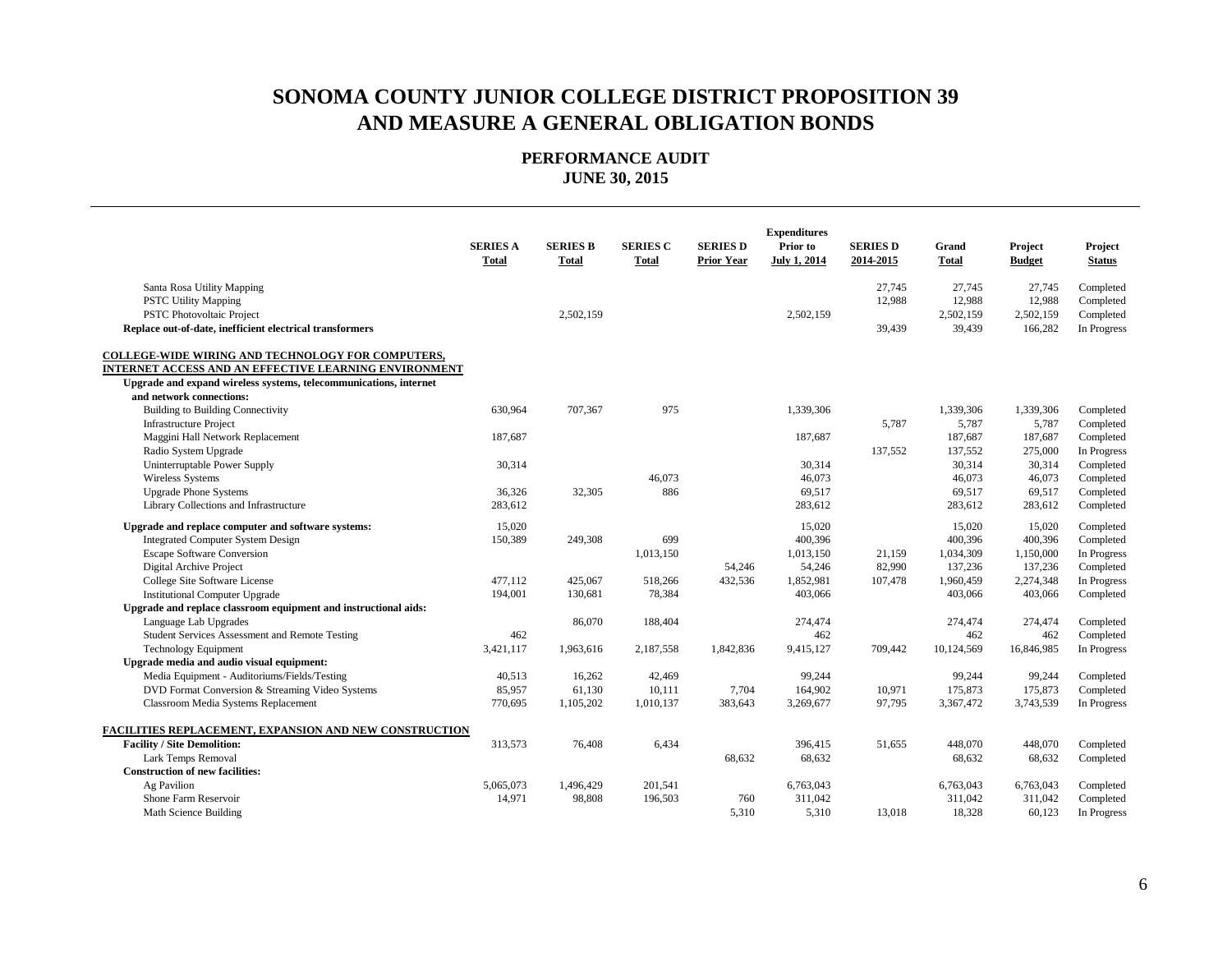# SONOMA COUNTY JUNIOR COLLEGE DISTRICT PROPOSITION 39 AND MEASURE A GENERAL OBLIGATION BONDS

## PERFORMANCE AUDIT JUNE 30, 2015

| | SERIES A Total | SERIES B Total | SERIES C Total | SERIES D Prior Year | Expenditures Prior to July 1, 2014 | SERIES D 2014-2015 | Grand Total | Project Budget | Project Status |
|---|---|---|---|---|---|---|---|---|---|
| Santa Rosa Utility Mapping | | | | | | 27,745 | 27,745 | 27,745 | Completed |
| PSTC Utility Mapping | | | | | | 12,988 | 12,988 | 12,988 | Completed |
| PSTC Photovoltaic Project | | 2,502,159 | | | 2,502,159 | | 2,502,159 | 2,502,159 | Completed |
| **Replace out-of-date, inefficient electrical transformers** | | | | | | 39,439 | 39,439 | 166,282 | In Progress |
| **COLLEGE-WIDE WIRING AND TECHNOLOGY FOR COMPUTERS, INTERNET ACCESS AND AN EFFECTIVE LEARNING ENVIRONMENT** | | | | | | | | | |
| **Upgrade and expand wireless systems, telecommunications, internet and network connections:** | | | | | | | | | |
| Building to Building Connectivity | 630,964 | 707,367 | 975 | | 1,339,306 | | 1,339,306 | 1,339,306 | Completed |
| Infrastructure Project | | | | | | 5,787 | 5,787 | 5,787 | Completed |
| Maggini Hall Network Replacement | 187,687 | | | | 187,687 | | 187,687 | 187,687 | Completed |
| Radio System Upgrade | | | | | | 137,552 | 137,552 | 275,000 | In Progress |
| Uninterruptable Power Supply | 30,314 | | | | 30,314 | | 30,314 | 30,314 | Completed |
| Wireless Systems | | | 46,073 | | 46,073 | | 46,073 | 46,073 | Completed |
| Upgrade Phone Systems | 36,326 | 32,305 | 886 | | 69,517 | | 69,517 | 69,517 | Completed |
| Library Collections and Infrastructure | 283,612 | | | | 283,612 | | 283,612 | 283,612 | Completed |
| **Upgrade and replace computer and software systems:** | 15,020 | | | | 15,020 | | 15,020 | 15,020 | Completed |
| Integrated Computer System Design | 150,389 | 249,308 | 699 | | 400,396 | | 400,396 | 400,396 | Completed |
| Escape Software Conversion | | | 1,013,150 | | 1,013,150 | 21,159 | 1,034,309 | 1,150,000 | In Progress |
| Digital Archive Project | | | | 54,246 | 54,246 | 82,990 | 137,236 | 137,236 | Completed |
| College Site Software License | 477,112 | 425,067 | 518,266 | 432,536 | 1,852,981 | 107,478 | 1,960,459 | 2,274,348 | In Progress |
| Institutional Computer Upgrade | 194,001 | 130,681 | 78,384 | | 403,066 | | 403,066 | 403,066 | Completed |
| **Upgrade and replace classroom equipment and instructional aids:** | | | | | | | | | |
| Language Lab Upgrades | | 86,070 | 188,404 | | 274,474 | | 274,474 | 274,474 | Completed |
| Student Services Assessment and Remote Testing | 462 | | | | 462 | | 462 | 462 | Completed |
| Technology Equipment | 3,421,117 | 1,963,616 | 2,187,558 | 1,842,836 | 9,415,127 | 709,442 | 10,124,569 | 16,846,985 | In Progress |
| **Upgrade media and audio visual equipment:** | | | | | | | | | |
| Media Equipment - Auditoriums/Fields/Testing | 40,513 | 16,262 | 42,469 | | 99,244 | | 99,244 | 99,244 | Completed |
| DVD Format Conversion & Streaming Video Systems | 85,957 | 61,130 | 10,111 | 7,704 | 164,902 | 10,971 | 175,873 | 175,873 | Completed |
| Classroom Media Systems Replacement | 770,695 | 1,105,202 | 1,010,137 | 383,643 | 3,269,677 | 97,795 | 3,367,472 | 3,743,539 | In Progress |
| **FACILITIES REPLACEMENT, EXPANSION AND NEW CONSTRUCTION** | | | | | | | | | |
| **Facility / Site Demolition:** | 313,573 | 76,408 | 6,434 | | 396,415 | 51,655 | 448,070 | 448,070 | Completed |
| Lark Temps Removal | | | | 68,632 | 68,632 | | 68,632 | 68,632 | Completed |
| **Construction of new facilities:** | | | | | | | | | |
| Ag Pavilion | 5,065,073 | 1,496,429 | 201,541 | | 6,763,043 | | 6,763,043 | 6,763,043 | Completed |
| Shone Farm Reservoir | 14,971 | 98,808 | 196,503 | 760 | 311,042 | | 311,042 | 311,042 | Completed |
| Math Science Building | | | | 5,310 | 5,310 | 13,018 | 18,328 | 60,123 | In Progress |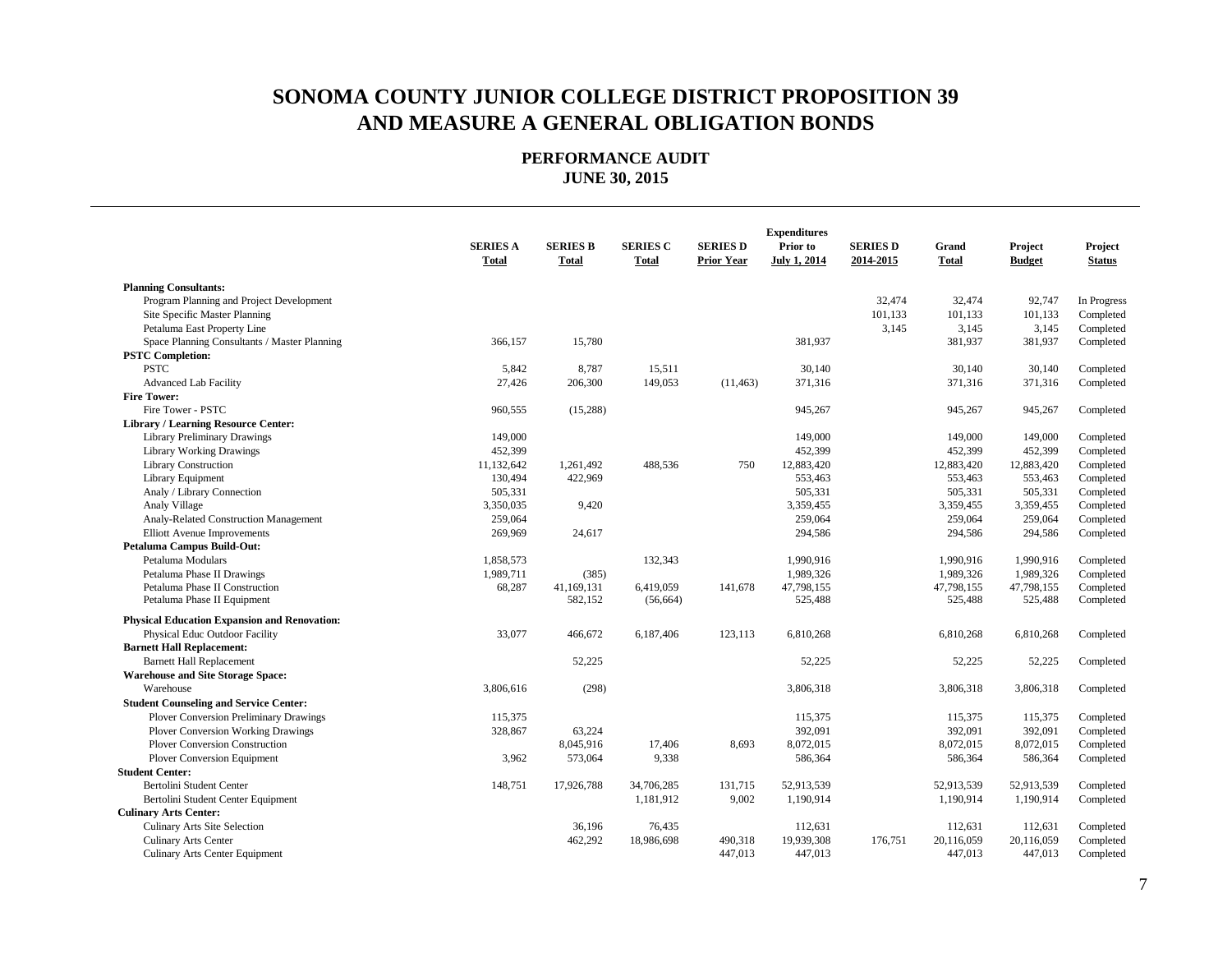# SONOMA COUNTY JUNIOR COLLEGE DISTRICT PROPOSITION 39 AND MEASURE A GENERAL OBLIGATION BONDS

## PERFORMANCE AUDIT
## JUNE 30, 2015

| | SERIES A Total | SERIES B Total | SERIES C Total | SERIES D Prior Year | Expenditures Prior to July 1, 2014 | SERIES D 2014-2015 | Grand Total | Project Budget | Project Status |
|---|---|---|---|---|---|---|---|---|---|
| **Planning Consultants:** | | | | | | | | | |
| Program Planning and Project Development | | | | | | 32,474 | 32,474 | 92,747 | In Progress |
| Site Specific Master Planning | | | | | | 101,133 | 101,133 | 101,133 | Completed |
| Petaluma East Property Line | | | | | | 3,145 | 3,145 | 3,145 | Completed |
| Space Planning Consultants / Master Planning | 366,157 | 15,780 | | | 381,937 | | 381,937 | 381,937 | Completed |
| **PSTC Completion:** | | | | | | | | | |
| PSTC | 5,842 | 8,787 | 15,511 | | 30,140 | | 30,140 | 30,140 | Completed |
| Advanced Lab Facility | 27,426 | 206,300 | 149,053 | (11,463) | 371,316 | | 371,316 | 371,316 | Completed |
| **Fire Tower:** | | | | | | | | | |
| Fire Tower - PSTC | 960,555 | (15,288) | | | 945,267 | | 945,267 | 945,267 | Completed |
| **Library / Learning Resource Center:** | | | | | | | | | |
| Library Preliminary Drawings | 149,000 | | | | 149,000 | | 149,000 | 149,000 | Completed |
| Library Working Drawings | 452,399 | | | | 452,399 | | 452,399 | 452,399 | Completed |
| Library Construction | 11,132,642 | 1,261,492 | 488,536 | 750 | 12,883,420 | | 12,883,420 | 12,883,420 | Completed |
| Library Equipment | 130,494 | 422,969 | | | 553,463 | | 553,463 | 553,463 | Completed |
| Analy / Library Connection | 505,331 | | | | 505,331 | | 505,331 | 505,331 | Completed |
| Analy Village | 3,350,035 | 9,420 | | | 3,359,455 | | 3,359,455 | 3,359,455 | Completed |
| Analy-Related Construction Management | 259,064 | | | | 259,064 | | 259,064 | 259,064 | Completed |
| Elliott Avenue Improvements | 269,969 | 24,617 | | | 294,586 | | 294,586 | 294,586 | Completed |
| **Petaluma Campus Build-Out:** | | | | | | | | | |
| Petaluma Modulars | 1,858,573 | | 132,343 | | 1,990,916 | | 1,990,916 | 1,990,916 | Completed |
| Petaluma Phase II Drawings | 1,989,711 | (385) | | | 1,989,326 | | 1,989,326 | 1,989,326 | Completed |
| Petaluma Phase II Construction | 68,287 | 41,169,131 | 6,419,059 | 141,678 | 47,798,155 | | 47,798,155 | 47,798,155 | Completed |
| Petaluma Phase II Equipment | | 582,152 | (56,664) | | 525,488 | | 525,488 | 525,488 | Completed |
| **Physical Education Expansion and Renovation:** | | | | | | | | | |
| Physical Educ Outdoor Facility | 33,077 | 466,672 | 6,187,406 | 123,113 | 6,810,268 | | 6,810,268 | 6,810,268 | Completed |
| **Barnett Hall Replacement:** | | | | | | | | | |
| Barnett Hall Replacement | | 52,225 | | | 52,225 | | 52,225 | 52,225 | Completed |
| **Warehouse and Site Storage Space:** | | | | | | | | | |
| Warehouse | 3,806,616 | (298) | | | 3,806,318 | | 3,806,318 | 3,806,318 | Completed |
| **Student Counseling and Service Center:** | | | | | | | | | |
| Plover Conversion Preliminary Drawings | 115,375 | | | | 115,375 | | 115,375 | 115,375 | Completed |
| Plover Conversion Working Drawings | 328,867 | 63,224 | | | 392,091 | | 392,091 | 392,091 | Completed |
| Plover Conversion Construction | | 8,045,916 | 17,406 | 8,693 | 8,072,015 | | 8,072,015 | 8,072,015 | Completed |
| Plover Conversion Equipment | 3,962 | 573,064 | 9,338 | | 586,364 | | 586,364 | 586,364 | Completed |
| **Student Center:** | | | | | | | | | |
| Bertolini Student Center | 148,751 | 17,926,788 | 34,706,285 | 131,715 | 52,913,539 | | 52,913,539 | 52,913,539 | Completed |
| Bertolini Student Center Equipment | | | 1,181,912 | 9,002 | 1,190,914 | | 1,190,914 | 1,190,914 | Completed |
| **Culinary Arts Center:** | | | | | | | | | |
| Culinary Arts Site Selection | | 36,196 | 76,435 | | 112,631 | | 112,631 | 112,631 | Completed |
| Culinary Arts Center | | 462,292 | 18,986,698 | 490,318 | 19,939,308 | 176,751 | 20,116,059 | 20,116,059 | Completed |
| Culinary Arts Center Equipment | | | | 447,013 | 447,013 | | 447,013 | 447,013 | Completed |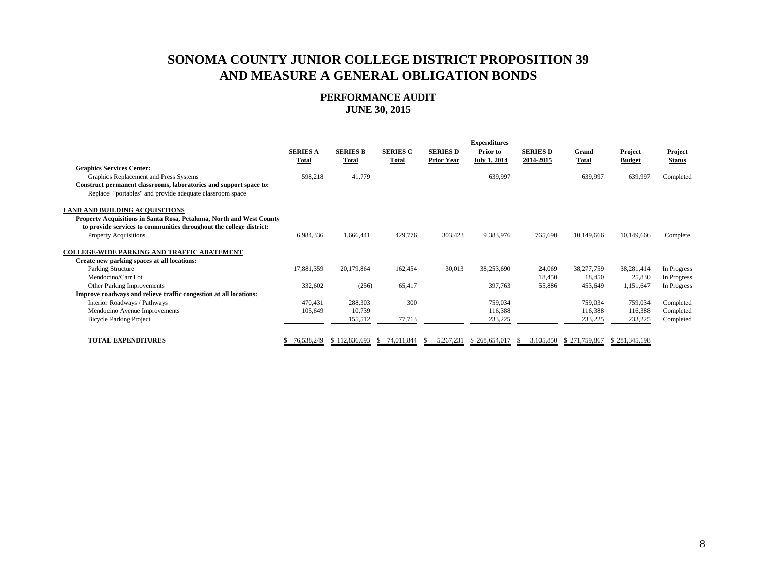# SONOMA COUNTY JUNIOR COLLEGE DISTRICT PROPOSITION 39 AND MEASURE A GENERAL OBLIGATION BONDS

## PERFORMANCE AUDIT
## JUNE 30, 2015

| | SERIES A Total | SERIES B Total | SERIES C Total | SERIES D Prior Year | Expenditures Prior to July 1, 2014 | SERIES D 2014-2015 | Grand Total | Project Budget | Project Status |
|---|---|---|---|---|---|---|---|---|---|
| **Graphics Services Center:** | | | | | | | | | |
| Graphics Replacement and Press Systems | 598,218 | 41,779 | | | 639,997 | | 639,997 | 639,997 | Completed |
| **Construct permanent classrooms, laboratories and support space to:** | | | | | | | | | |
| Replace "portables" and provide adequate classroom space | | | | | | | | | |
| **LAND AND BUILDING ACQUISITIONS** | | | | | | | | | |
| **Property Acquisitions in Santa Rosa, Petaluma, North and West County to provide services to communities throughout the college district:** | | | | | | | | | |
| Property Acquisitions | 6,984,336 | 1,666,441 | 429,776 | 303,423 | 9,383,976 | 765,690 | 10,149,666 | 10,149,666 | Complete |
| **COLLEGE-WIDE PARKING AND TRAFFIC ABATEMENT** | | | | | | | | | |
| **Create new parking spaces at all locations:** | | | | | | | | | |
| Parking Structure | 17,881,359 | 20,179,864 | 162,454 | 30,013 | 38,253,690 | 24,069 | 38,277,759 | 38,281,414 | In Progress |
| Mendocino/Carr Lot | | | | | | 18,450 | 18,450 | 25,830 | In Progress |
| Other Parking Improvements | 332,602 | (256) | 65,417 | | 397,763 | 55,886 | 453,649 | 1,151,647 | In Progress |
| **Improve roadways and relieve traffic congestion at all locations:** | | | | | | | | | |
| Interior Roadways / Pathways | 470,431 | 288,303 | 300 | | 759,034 | | 759,034 | 759,034 | Completed |
| Mendocino Avenue Improvements | 105,649 | 10,739 | | | 116,388 | | 116,388 | 116,388 | Completed |
| Bicycle Parking Project | | 155,512 | 77,713 | | 233,225 | | 233,225 | 233,225 | Completed |
| **TOTAL EXPENDITURES** | $ 76,538,249 | $ 112,836,693 | $ 74,011,844 | $ 5,267,231 | $ 268,654,017 | $ 3,105,850 | $ 271,759,867 | $ 281,345,198 | |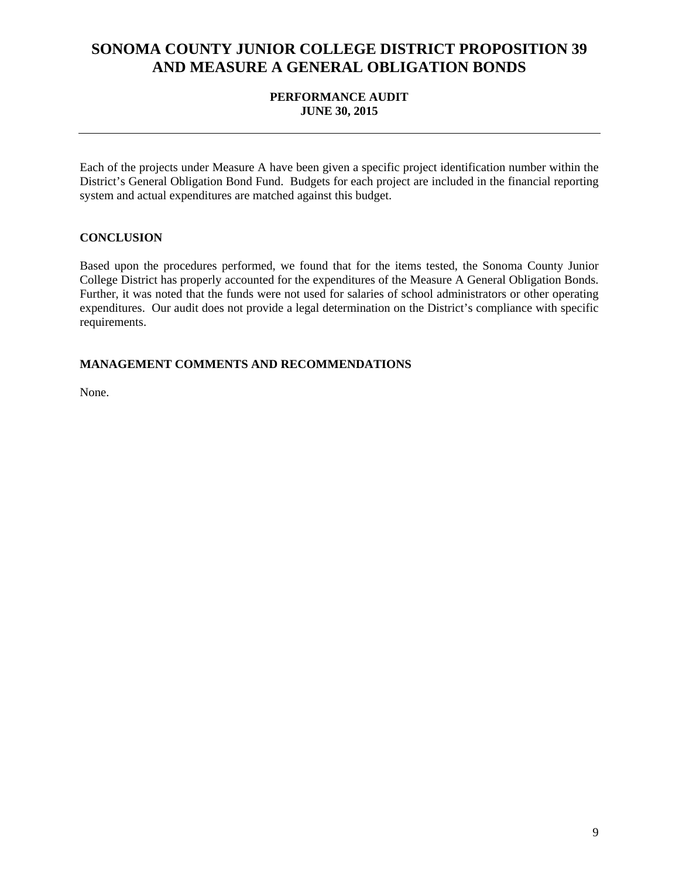Each of the projects under Measure A have been given a specific project identification number within the District's General Obligation Bond Fund. Budgets for each project are included in the financial reporting system and actual expenditures are matched against this budget.

## CONCLUSION

Based upon the procedures performed, we found that for the items tested, the Sonoma County Junior College District has properly accounted for the expenditures of the Measure A General Obligation Bonds. Further, it was noted that the funds were not used for salaries of school administrators or other operating expenditures. Our audit does not provide a legal determination on the District's compliance with specific requirements.

## MANAGEMENT COMMENTS AND RECOMMENDATIONS

None.